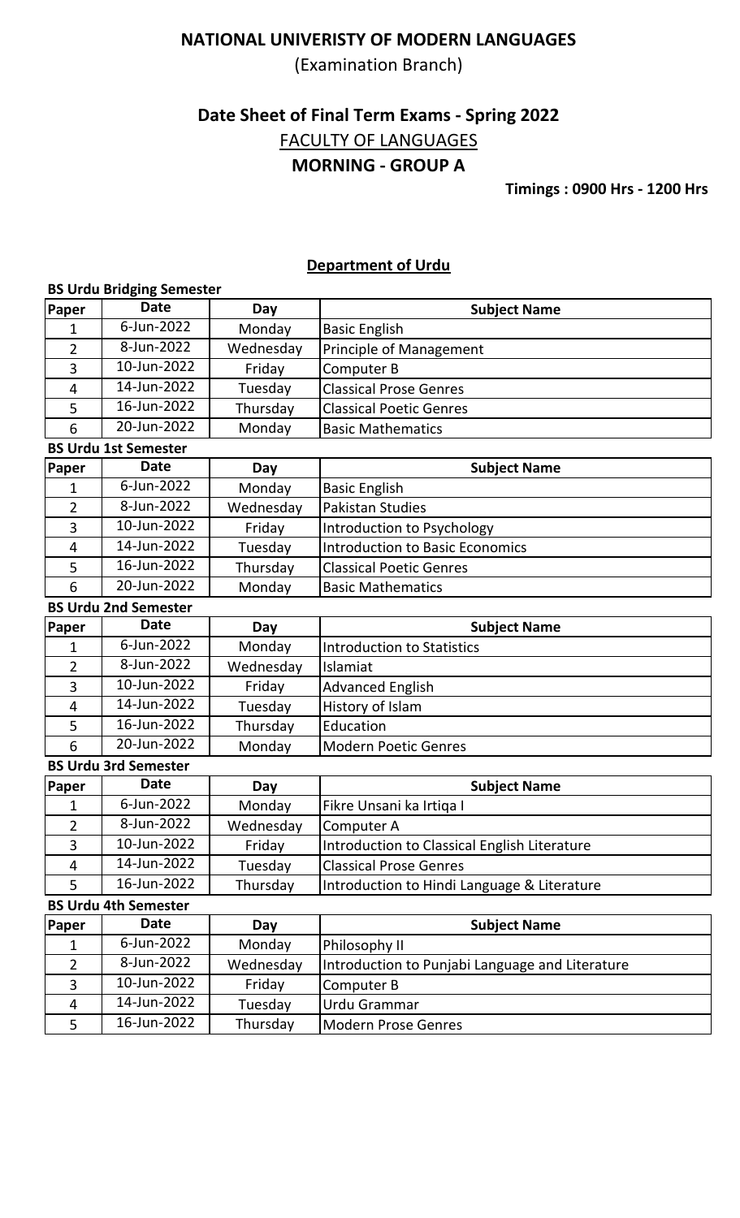# NATIONAL UNIVERISTY OF MODERN LANGUAGES

(Examination Branch)

## Date Sheet of Final Term Exams - Spring 2022

FACULTY OF LANGUAGES

**MORNING - GROUP A**

**Timings : 0900 Hrs - 1200 Hrs**

### Department of Urdu

**BS Urdu Bridging Semester**

| Paper | Date | Day | Subject Name |
|---|---|---|---|
| 1 | 6-Jun-2022 | Monday | Basic English |
| 2 | 8-Jun-2022 | Wednesday | Principle of Management |
| 3 | 10-Jun-2022 | Friday | Computer B |
| 4 | 14-Jun-2022 | Tuesday | Classical Prose Genres |
| 5 | 16-Jun-2022 | Thursday | Classical Poetic Genres |
| 6 | 20-Jun-2022 | Monday | Basic Mathematics |

**BS Urdu 1st Semester**

| Paper | Date | Day | Subject Name |
|---|---|---|---|
| 1 | 6-Jun-2022 | Monday | Basic English |
| 2 | 8-Jun-2022 | Wednesday | Pakistan Studies |
| 3 | 10-Jun-2022 | Friday | Introduction to Psychology |
| 4 | 14-Jun-2022 | Tuesday | Introduction to Basic Economics |
| 5 | 16-Jun-2022 | Thursday | Classical Poetic Genres |
| 6 | 20-Jun-2022 | Monday | Basic Mathematics |

**BS Urdu 2nd Semester**

| Paper | Date | Day | Subject Name |
|---|---|---|---|
| 1 | 6-Jun-2022 | Monday | Introduction to Statistics |
| 2 | 8-Jun-2022 | Wednesday | Islamiat |
| 3 | 10-Jun-2022 | Friday | Advanced English |
| 4 | 14-Jun-2022 | Tuesday | History of Islam |
| 5 | 16-Jun-2022 | Thursday | Education |
| 6 | 20-Jun-2022 | Monday | Modern Poetic Genres |

**BS Urdu 3rd Semester**

| Paper | Date | Day | Subject Name |
|---|---|---|---|
| 1 | 6-Jun-2022 | Monday | Fikre Unsani ka Irtiqa I |
| 2 | 8-Jun-2022 | Wednesday | Computer A |
| 3 | 10-Jun-2022 | Friday | Introduction to Classical English Literature |
| 4 | 14-Jun-2022 | Tuesday | Classical Prose Genres |
| 5 | 16-Jun-2022 | Thursday | Introduction to Hindi Language & Literature |

**BS Urdu 4th Semester**

| Paper | Date | Day | Subject Name |
|---|---|---|---|
| 1 | 6-Jun-2022 | Monday | Philosophy II |
| 2 | 8-Jun-2022 | Wednesday | Introduction to Punjabi Language and Literature |
| 3 | 10-Jun-2022 | Friday | Computer B |
| 4 | 14-Jun-2022 | Tuesday | Urdu Grammar |
| 5 | 16-Jun-2022 | Thursday | Modern Prose Genres |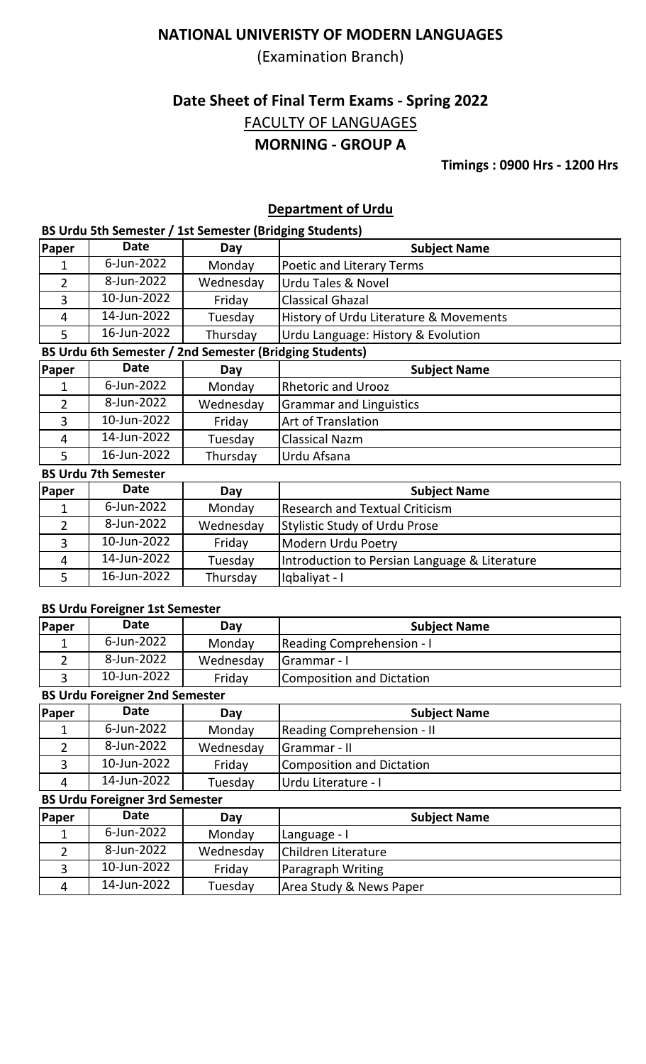# NATIONAL UNIVERISTY OF MODERN LANGUAGES

(Examination Branch)

## Date Sheet of Final Term Exams - Spring 2022

FACULTY OF LANGUAGES

**MORNING - GROUP A**

**Timings : 0900 Hrs - 1200 Hrs**

### Department of Urdu

**BS Urdu 5th Semester / 1st Semester (Bridging Students)**

| Paper | Date | Day | Subject Name |
|---|---|---|---|
| 1 | 6-Jun-2022 | Monday | Poetic and Literary Terms |
| 2 | 8-Jun-2022 | Wednesday | Urdu Tales & Novel |
| 3 | 10-Jun-2022 | Friday | Classical Ghazal |
| 4 | 14-Jun-2022 | Tuesday | History of Urdu Literature & Movements |
| 5 | 16-Jun-2022 | Thursday | Urdu Language: History & Evolution |

**BS Urdu 6th Semester / 2nd Semester (Bridging Students)**

| Paper | Date | Day | Subject Name |
|---|---|---|---|
| 1 | 6-Jun-2022 | Monday | Rhetoric and Urooz |
| 2 | 8-Jun-2022 | Wednesday | Grammar and Linguistics |
| 3 | 10-Jun-2022 | Friday | Art of Translation |
| 4 | 14-Jun-2022 | Tuesday | Classical Nazm |
| 5 | 16-Jun-2022 | Thursday | Urdu Afsana |

**BS Urdu 7th Semester**

| Paper | Date | Day | Subject Name |
|---|---|---|---|
| 1 | 6-Jun-2022 | Monday | Research and Textual Criticism |
| 2 | 8-Jun-2022 | Wednesday | Stylistic Study of Urdu Prose |
| 3 | 10-Jun-2022 | Friday | Modern Urdu Poetry |
| 4 | 14-Jun-2022 | Tuesday | Introduction to Persian Language & Literature |
| 5 | 16-Jun-2022 | Thursday | Iqbaliyat - I |

**BS Urdu Foreigner 1st Semester**

| Paper | Date | Day | Subject Name |
|---|---|---|---|
| 1 | 6-Jun-2022 | Monday | Reading Comprehension - I |
| 2 | 8-Jun-2022 | Wednesday | Grammar - I |
| 3 | 10-Jun-2022 | Friday | Composition and Dictation |

**BS Urdu Foreigner 2nd Semester**

| Paper | Date | Day | Subject Name |
|---|---|---|---|
| 1 | 6-Jun-2022 | Monday | Reading Comprehension - II |
| 2 | 8-Jun-2022 | Wednesday | Grammar - II |
| 3 | 10-Jun-2022 | Friday | Composition and Dictation |
| 4 | 14-Jun-2022 | Tuesday | Urdu Literature - I |

**BS Urdu Foreigner 3rd Semester**

| Paper | Date | Day | Subject Name |
|---|---|---|---|
| 1 | 6-Jun-2022 | Monday | Language - I |
| 2 | 8-Jun-2022 | Wednesday | Children Literature |
| 3 | 10-Jun-2022 | Friday | Paragraph Writing |
| 4 | 14-Jun-2022 | Tuesday | Area Study & News Paper |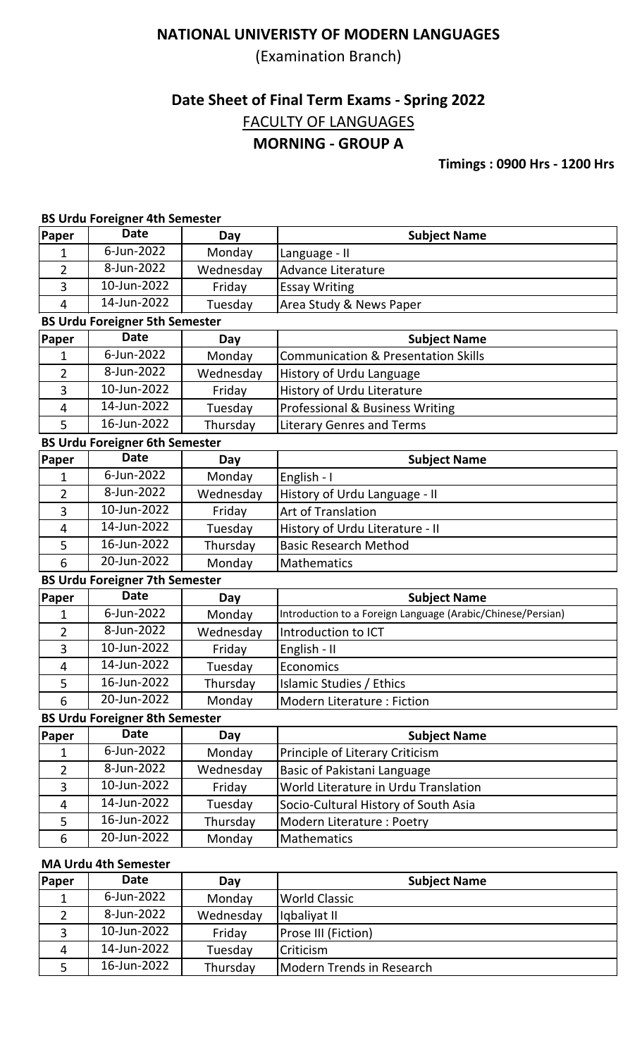# NATIONAL UNIVERISTY OF MODERN LANGUAGES

(Examination Branch)

## Date Sheet of Final Term Exams - Spring 2022

FACULTY OF LANGUAGES

**MORNING - GROUP A**

**Timings : 0900 Hrs - 1200 Hrs**

### BS Urdu Foreigner 4th Semester

| Paper | Date | Day | Subject Name |
|---|---|---|---|
| 1 | 6-Jun-2022 | Monday | Language - II |
| 2 | 8-Jun-2022 | Wednesday | Advance Literature |
| 3 | 10-Jun-2022 | Friday | Essay Writing |
| 4 | 14-Jun-2022 | Tuesday | Area Study & News Paper |

### BS Urdu Foreigner 5th Semester

| Paper | Date | Day | Subject Name |
|---|---|---|---|
| 1 | 6-Jun-2022 | Monday | Communication & Presentation Skills |
| 2 | 8-Jun-2022 | Wednesday | History of Urdu Language |
| 3 | 10-Jun-2022 | Friday | History of Urdu Literature |
| 4 | 14-Jun-2022 | Tuesday | Professional & Business Writing |
| 5 | 16-Jun-2022 | Thursday | Literary Genres and Terms |

### BS Urdu Foreigner 6th Semester

| Paper | Date | Day | Subject Name |
|---|---|---|---|
| 1 | 6-Jun-2022 | Monday | English - I |
| 2 | 8-Jun-2022 | Wednesday | History of Urdu Language - II |
| 3 | 10-Jun-2022 | Friday | Art of Translation |
| 4 | 14-Jun-2022 | Tuesday | History of Urdu Literature - II |
| 5 | 16-Jun-2022 | Thursday | Basic Research Method |
| 6 | 20-Jun-2022 | Monday | Mathematics |

### BS Urdu Foreigner 7th Semester

| Paper | Date | Day | Subject Name |
|---|---|---|---|
| 1 | 6-Jun-2022 | Monday | Introduction to a Foreign Language (Arabic/Chinese/Persian) |
| 2 | 8-Jun-2022 | Wednesday | Introduction to ICT |
| 3 | 10-Jun-2022 | Friday | English - II |
| 4 | 14-Jun-2022 | Tuesday | Economics |
| 5 | 16-Jun-2022 | Thursday | Islamic Studies / Ethics |
| 6 | 20-Jun-2022 | Monday | Modern Literature : Fiction |

### BS Urdu Foreigner 8th Semester

| Paper | Date | Day | Subject Name |
|---|---|---|---|
| 1 | 6-Jun-2022 | Monday | Principle of Literary Criticism |
| 2 | 8-Jun-2022 | Wednesday | Basic of Pakistani Language |
| 3 | 10-Jun-2022 | Friday | World Literature in Urdu Translation |
| 4 | 14-Jun-2022 | Tuesday | Socio-Cultural History of South Asia |
| 5 | 16-Jun-2022 | Thursday | Modern Literature : Poetry |
| 6 | 20-Jun-2022 | Monday | Mathematics |

### MA Urdu 4th Semester

| Paper | Date | Day | Subject Name |
|---|---|---|---|
| 1 | 6-Jun-2022 | Monday | World Classic |
| 2 | 8-Jun-2022 | Wednesday | Iqbaliyat II |
| 3 | 10-Jun-2022 | Friday | Prose III (Fiction) |
| 4 | 14-Jun-2022 | Tuesday | Criticism |
| 5 | 16-Jun-2022 | Thursday | Modern Trends in Research |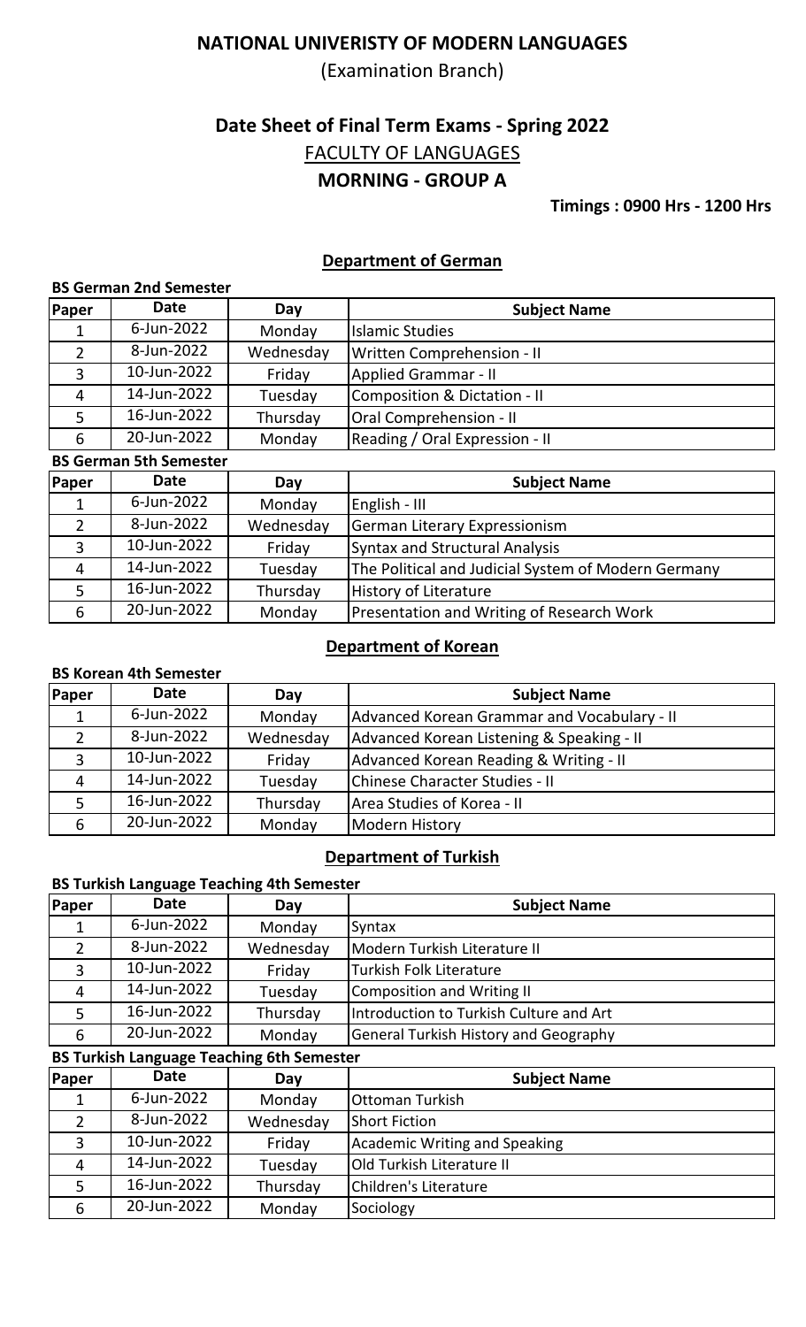# NATIONAL UNIVERISTY OF MODERN LANGUAGES

(Examination Branch)

## Date Sheet of Final Term Exams - Spring 2022

## FACULTY OF LANGUAGES

## MORNING - GROUP A

**Timings : 0900 Hrs - 1200 Hrs**

### Department of German

**BS German 2nd Semester**

| Paper | Date | Day | Subject Name |
|---|---|---|---|
| 1 | 6-Jun-2022 | Monday | Islamic Studies |
| 2 | 8-Jun-2022 | Wednesday | Written Comprehension - II |
| 3 | 10-Jun-2022 | Friday | Applied Grammar - II |
| 4 | 14-Jun-2022 | Tuesday | Composition & Dictation - II |
| 5 | 16-Jun-2022 | Thursday | Oral Comprehension - II |
| 6 | 20-Jun-2022 | Monday | Reading / Oral Expression - II |

**BS German 5th Semester**

| Paper | Date | Day | Subject Name |
|---|---|---|---|
| 1 | 6-Jun-2022 | Monday | English - III |
| 2 | 8-Jun-2022 | Wednesday | German Literary Expressionism |
| 3 | 10-Jun-2022 | Friday | Syntax and Structural Analysis |
| 4 | 14-Jun-2022 | Tuesday | The Political and Judicial System of Modern Germany |
| 5 | 16-Jun-2022 | Thursday | History of Literature |
| 6 | 20-Jun-2022 | Monday | Presentation and Writing of Research Work |

### Department of Korean

**BS Korean 4th Semester**

| Paper | Date | Day | Subject Name |
|---|---|---|---|
| 1 | 6-Jun-2022 | Monday | Advanced Korean Grammar and Vocabulary - II |
| 2 | 8-Jun-2022 | Wednesday | Advanced Korean Listening & Speaking - II |
| 3 | 10-Jun-2022 | Friday | Advanced Korean Reading & Writing - II |
| 4 | 14-Jun-2022 | Tuesday | Chinese Character Studies - II |
| 5 | 16-Jun-2022 | Thursday | Area Studies of Korea - II |
| 6 | 20-Jun-2022 | Monday | Modern History |

### Department of Turkish

**BS Turkish Language Teaching 4th Semester**

| Paper | Date | Day | Subject Name |
|---|---|---|---|
| 1 | 6-Jun-2022 | Monday | Syntax |
| 2 | 8-Jun-2022 | Wednesday | Modern Turkish Literature II |
| 3 | 10-Jun-2022 | Friday | Turkish Folk Literature |
| 4 | 14-Jun-2022 | Tuesday | Composition and Writing II |
| 5 | 16-Jun-2022 | Thursday | Introduction to Turkish Culture and Art |
| 6 | 20-Jun-2022 | Monday | General Turkish History and Geography |

**BS Turkish Language Teaching 6th Semester**

| Paper | Date | Day | Subject Name |
|---|---|---|---|
| 1 | 6-Jun-2022 | Monday | Ottoman Turkish |
| 2 | 8-Jun-2022 | Wednesday | Short Fiction |
| 3 | 10-Jun-2022 | Friday | Academic Writing and Speaking |
| 4 | 14-Jun-2022 | Tuesday | Old Turkish Literature II |
| 5 | 16-Jun-2022 | Thursday | Children's Literature |
| 6 | 20-Jun-2022 | Monday | Sociology |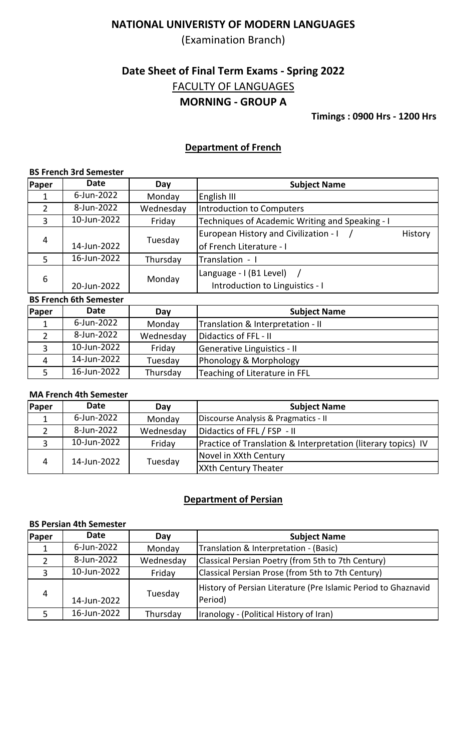# NATIONAL UNIVERISTY OF MODERN LANGUAGES

(Examination Branch)

## Date Sheet of Final Term Exams - Spring 2022

FACULTY OF LANGUAGES

**MORNING - GROUP A**

**Timings : 0900 Hrs - 1200 Hrs**

### Department of French

**BS French 3rd Semester**

| Paper | Date | Day | Subject Name |
|---|---|---|---|
| 1 | 6-Jun-2022 | Monday | English III |
| 2 | 8-Jun-2022 | Wednesday | Introduction to Computers |
| 3 | 10-Jun-2022 | Friday | Techniques of Academic Writing and Speaking - I |
| 4 | 14-Jun-2022 | Tuesday | European History and Civilization - I / History of French Literature - I |
| 5 | 16-Jun-2022 | Thursday | Translation - I |
| 6 | 20-Jun-2022 | Monday | Language - I (B1 Level) / Introduction to Linguistics - I |

**BS French 6th Semester**

| Paper | Date | Day | Subject Name |
|---|---|---|---|
| 1 | 6-Jun-2022 | Monday | Translation & Interpretation - II |
| 2 | 8-Jun-2022 | Wednesday | Didactics of FFL - II |
| 3 | 10-Jun-2022 | Friday | Generative Linguistics - II |
| 4 | 14-Jun-2022 | Tuesday | Phonology & Morphology |
| 5 | 16-Jun-2022 | Thursday | Teaching of Literature in FFL |

**MA French 4th Semester**

| Paper | Date | Day | Subject Name |
|---|---|---|---|
| 1 | 6-Jun-2022 | Monday | Discourse Analysis & Pragmatics - II |
| 2 | 8-Jun-2022 | Wednesday | Didactics of FFL / FSP - II |
| 3 | 10-Jun-2022 | Friday | Practice of Translation & Interpretation (literary topics) IV |
| 4 | 14-Jun-2022 | Tuesday | Novel in XXth Century |
| | | | XXth Century Theater |

### Department of Persian

**BS Persian 4th Semester**

| Paper | Date | Day | Subject Name |
|---|---|---|---|
| 1 | 6-Jun-2022 | Monday | Translation & Interpretation - (Basic) |
| 2 | 8-Jun-2022 | Wednesday | Classical Persian Poetry (from 5th to 7th Century) |
| 3 | 10-Jun-2022 | Friday | Classical Persian Prose (from 5th to 7th Century) |
| 4 | 14-Jun-2022 | Tuesday | History of Persian Literature (Pre Islamic Period to Ghaznavid Period) |
| 5 | 16-Jun-2022 | Thursday | Iranology - (Political History of Iran) |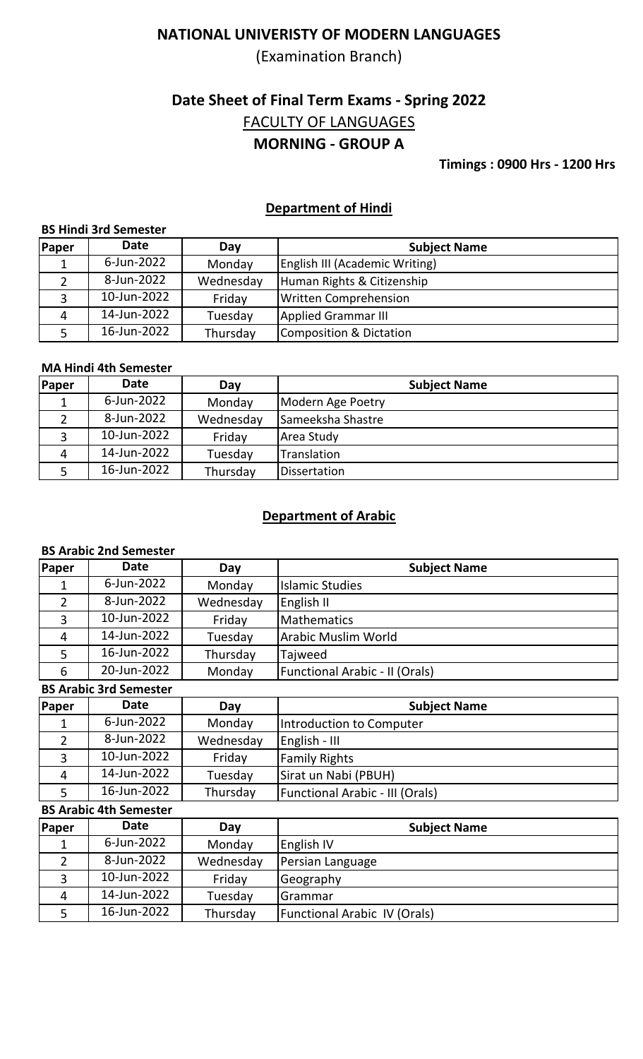# NATIONAL UNIVERISTY OF MODERN LANGUAGES

(Examination Branch)

## Date Sheet of Final Term Exams - Spring 2022

FACULTY OF LANGUAGES

**MORNING - GROUP A**

**Timings : 0900 Hrs - 1200 Hrs**

### Department of Hindi

**BS Hindi 3rd Semester**

| Paper | Date | Day | Subject Name |
|---|---|---|---|
| 1 | 6-Jun-2022 | Monday | English III (Academic Writing) |
| 2 | 8-Jun-2022 | Wednesday | Human Rights & Citizenship |
| 3 | 10-Jun-2022 | Friday | Written Comprehension |
| 4 | 14-Jun-2022 | Tuesday | Applied Grammar III |
| 5 | 16-Jun-2022 | Thursday | Composition & Dictation |

**MA Hindi 4th Semester**

| Paper | Date | Day | Subject Name |
|---|---|---|---|
| 1 | 6-Jun-2022 | Monday | Modern Age Poetry |
| 2 | 8-Jun-2022 | Wednesday | Sameeksha Shastre |
| 3 | 10-Jun-2022 | Friday | Area Study |
| 4 | 14-Jun-2022 | Tuesday | Translation |
| 5 | 16-Jun-2022 | Thursday | Dissertation |

### Department of Arabic

**BS Arabic 2nd Semester**

| Paper | Date | Day | Subject Name |
|---|---|---|---|
| 1 | 6-Jun-2022 | Monday | Islamic Studies |
| 2 | 8-Jun-2022 | Wednesday | English II |
| 3 | 10-Jun-2022 | Friday | Mathematics |
| 4 | 14-Jun-2022 | Tuesday | Arabic Muslim World |
| 5 | 16-Jun-2022 | Thursday | Tajweed |
| 6 | 20-Jun-2022 | Monday | Functional Arabic - II (Orals) |

**BS Arabic 3rd Semester**

| Paper | Date | Day | Subject Name |
|---|---|---|---|
| 1 | 6-Jun-2022 | Monday | Introduction to Computer |
| 2 | 8-Jun-2022 | Wednesday | English - III |
| 3 | 10-Jun-2022 | Friday | Family Rights |
| 4 | 14-Jun-2022 | Tuesday | Sirat un Nabi (PBUH) |
| 5 | 16-Jun-2022 | Thursday | Functional Arabic - III (Orals) |

**BS Arabic 4th Semester**

| Paper | Date | Day | Subject Name |
|---|---|---|---|
| 1 | 6-Jun-2022 | Monday | English IV |
| 2 | 8-Jun-2022 | Wednesday | Persian Language |
| 3 | 10-Jun-2022 | Friday | Geography |
| 4 | 14-Jun-2022 | Tuesday | Grammar |
| 5 | 16-Jun-2022 | Thursday | Functional Arabic IV (Orals) |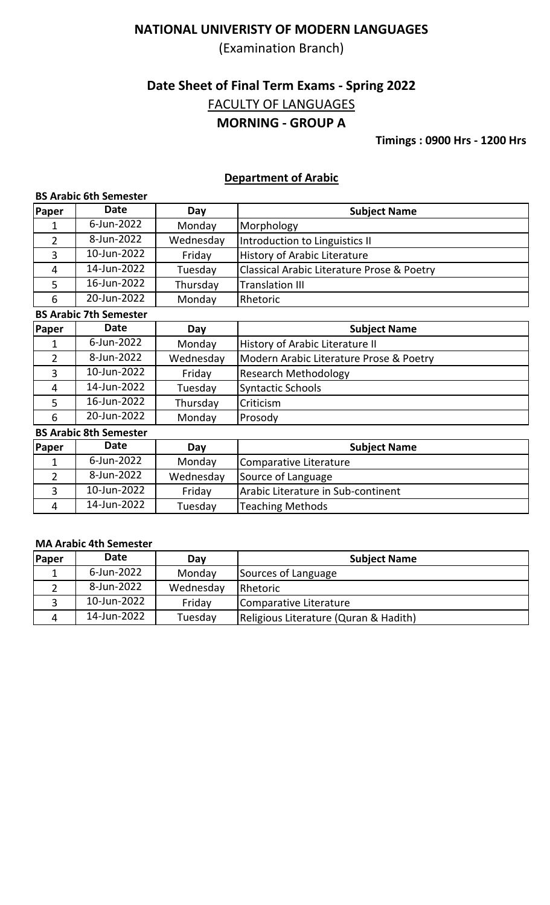# NATIONAL UNIVERISTY OF MODERN LANGUAGES

(Examination Branch)

## Date Sheet of Final Term Exams - Spring 2022

FACULTY OF LANGUAGES

**MORNING - GROUP A**

**Timings : 0900 Hrs - 1200 Hrs**

### Department of Arabic

**BS Arabic 6th Semester**

| Paper | Date | Day | Subject Name |
|---|---|---|---|
| 1 | 6-Jun-2022 | Monday | Morphology |
| 2 | 8-Jun-2022 | Wednesday | Introduction to Linguistics II |
| 3 | 10-Jun-2022 | Friday | History of Arabic Literature |
| 4 | 14-Jun-2022 | Tuesday | Classical Arabic Literature Prose & Poetry |
| 5 | 16-Jun-2022 | Thursday | Translation III |
| 6 | 20-Jun-2022 | Monday | Rhetoric |

**BS Arabic 7th Semester**

| Paper | Date | Day | Subject Name |
|---|---|---|---|
| 1 | 6-Jun-2022 | Monday | History of Arabic Literature II |
| 2 | 8-Jun-2022 | Wednesday | Modern Arabic Literature Prose & Poetry |
| 3 | 10-Jun-2022 | Friday | Research Methodology |
| 4 | 14-Jun-2022 | Tuesday | Syntactic Schools |
| 5 | 16-Jun-2022 | Thursday | Criticism |
| 6 | 20-Jun-2022 | Monday | Prosody |

**BS Arabic 8th Semester**

| Paper | Date | Day | Subject Name |
|---|---|---|---|
| 1 | 6-Jun-2022 | Monday | Comparative Literature |
| 2 | 8-Jun-2022 | Wednesday | Source of Language |
| 3 | 10-Jun-2022 | Friday | Arabic Literature in Sub-continent |
| 4 | 14-Jun-2022 | Tuesday | Teaching Methods |

**MA Arabic 4th Semester**

| Paper | Date | Day | Subject Name |
|---|---|---|---|
| 1 | 6-Jun-2022 | Monday | Sources of Language |
| 2 | 8-Jun-2022 | Wednesday | Rhetoric |
| 3 | 10-Jun-2022 | Friday | Comparative Literature |
| 4 | 14-Jun-2022 | Tuesday | Religious Literature (Quran & Hadith) |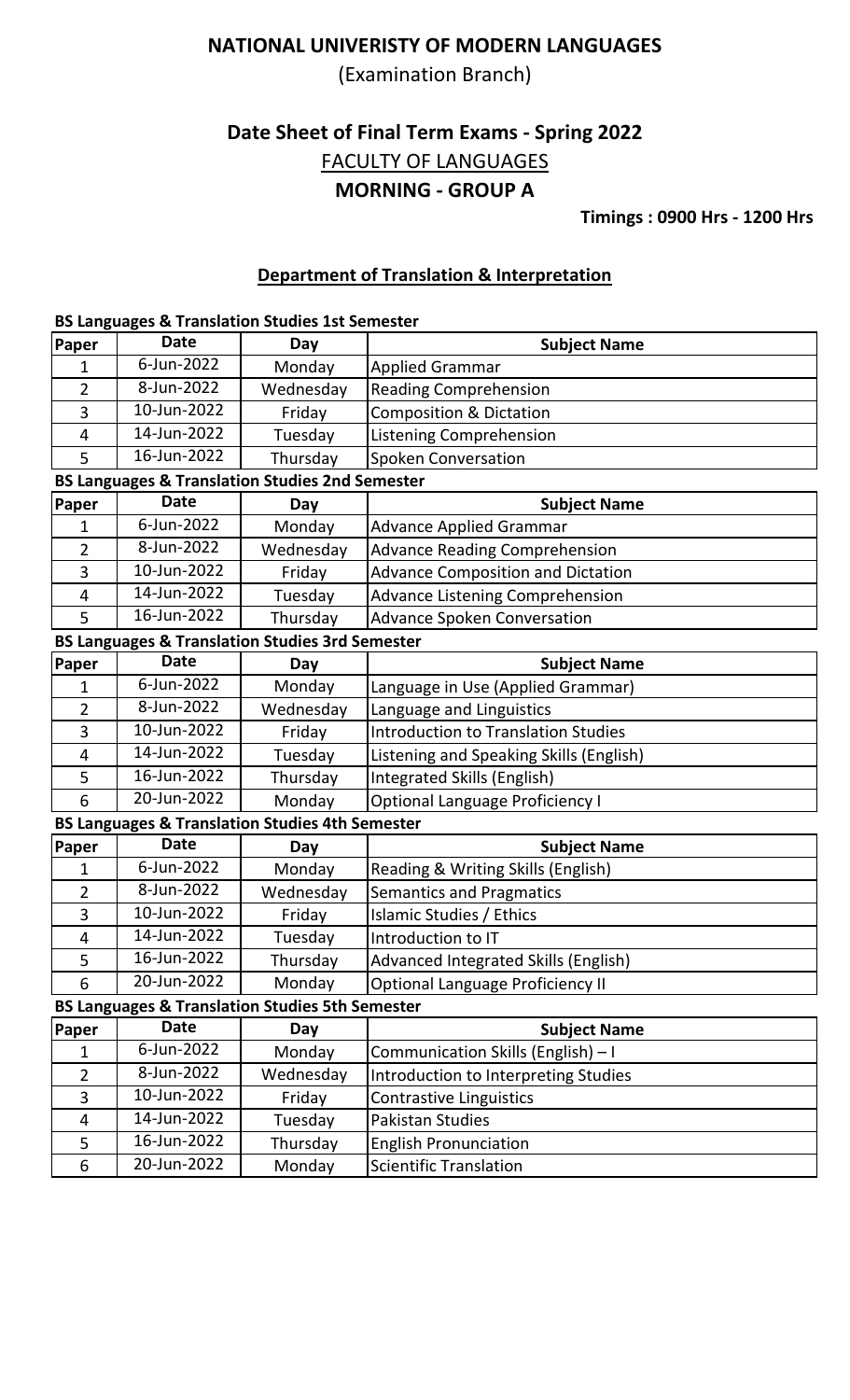# NATIONAL UNIVERISTY OF MODERN LANGUAGES

(Examination Branch)

## Date Sheet of Final Term Exams - Spring 2022

FACULTY OF LANGUAGES

**MORNING - GROUP A**

**Timings : 0900 Hrs - 1200 Hrs**

### Department of Translation & Interpretation

**BS Languages & Translation Studies 1st Semester**

| Paper | Date | Day | Subject Name |
|---|---|---|---|
| 1 | 6-Jun-2022 | Monday | Applied Grammar |
| 2 | 8-Jun-2022 | Wednesday | Reading Comprehension |
| 3 | 10-Jun-2022 | Friday | Composition & Dictation |
| 4 | 14-Jun-2022 | Tuesday | Listening Comprehension |
| 5 | 16-Jun-2022 | Thursday | Spoken Conversation |

**BS Languages & Translation Studies 2nd Semester**

| Paper | Date | Day | Subject Name |
|---|---|---|---|
| 1 | 6-Jun-2022 | Monday | Advance Applied Grammar |
| 2 | 8-Jun-2022 | Wednesday | Advance Reading Comprehension |
| 3 | 10-Jun-2022 | Friday | Advance Composition and Dictation |
| 4 | 14-Jun-2022 | Tuesday | Advance Listening Comprehension |
| 5 | 16-Jun-2022 | Thursday | Advance Spoken Conversation |

**BS Languages & Translation Studies 3rd Semester**

| Paper | Date | Day | Subject Name |
|---|---|---|---|
| 1 | 6-Jun-2022 | Monday | Language in Use (Applied Grammar) |
| 2 | 8-Jun-2022 | Wednesday | Language and Linguistics |
| 3 | 10-Jun-2022 | Friday | Introduction to Translation Studies |
| 4 | 14-Jun-2022 | Tuesday | Listening and Speaking Skills (English) |
| 5 | 16-Jun-2022 | Thursday | Integrated Skills (English) |
| 6 | 20-Jun-2022 | Monday | Optional Language Proficiency I |

**BS Languages & Translation Studies 4th Semester**

| Paper | Date | Day | Subject Name |
|---|---|---|---|
| 1 | 6-Jun-2022 | Monday | Reading & Writing Skills (English) |
| 2 | 8-Jun-2022 | Wednesday | Semantics and Pragmatics |
| 3 | 10-Jun-2022 | Friday | Islamic Studies / Ethics |
| 4 | 14-Jun-2022 | Tuesday | Introduction to IT |
| 5 | 16-Jun-2022 | Thursday | Advanced Integrated Skills (English) |
| 6 | 20-Jun-2022 | Monday | Optional Language Proficiency II |

**BS Languages & Translation Studies 5th Semester**

| Paper | Date | Day | Subject Name |
|---|---|---|---|
| 1 | 6-Jun-2022 | Monday | Communication Skills (English) – I |
| 2 | 8-Jun-2022 | Wednesday | Introduction to Interpreting Studies |
| 3 | 10-Jun-2022 | Friday | Contrastive Linguistics |
| 4 | 14-Jun-2022 | Tuesday | Pakistan Studies |
| 5 | 16-Jun-2022 | Thursday | English Pronunciation |
| 6 | 20-Jun-2022 | Monday | Scientific Translation |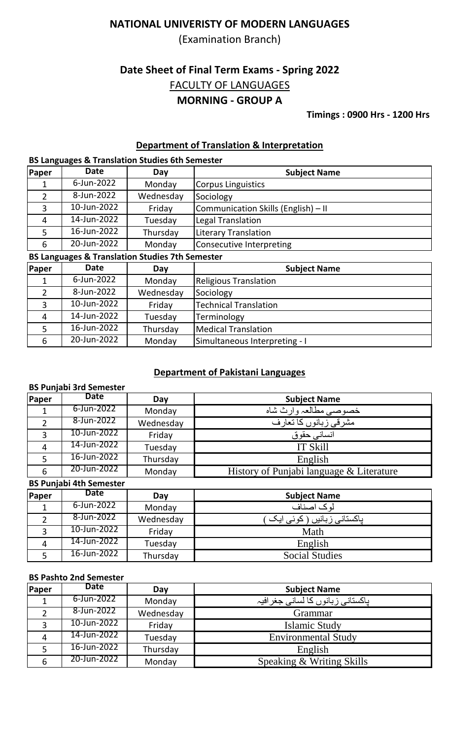# NATIONAL UNIVERISTY OF MODERN LANGUAGES

(Examination Branch)

## Date Sheet of Final Term Exams - Spring 2022

FACULTY OF LANGUAGES

**MORNING - GROUP A**

**Timings : 0900 Hrs - 1200 Hrs**

### Department of Translation & Interpretation

**BS Languages & Translation Studies 6th Semester**

| Paper | Date | Day | Subject Name |
|---|---|---|---|
| 1 | 6-Jun-2022 | Monday | Corpus Linguistics |
| 2 | 8-Jun-2022 | Wednesday | Sociology |
| 3 | 10-Jun-2022 | Friday | Communication Skills (English) – II |
| 4 | 14-Jun-2022 | Tuesday | Legal Translation |
| 5 | 16-Jun-2022 | Thursday | Literary Translation |
| 6 | 20-Jun-2022 | Monday | Consecutive Interpreting |

**BS Languages & Translation Studies 7th Semester**

| Paper | Date | Day | Subject Name |
|---|---|---|---|
| 1 | 6-Jun-2022 | Monday | Religious Translation |
| 2 | 8-Jun-2022 | Wednesday | Sociology |
| 3 | 10-Jun-2022 | Friday | Technical Translation |
| 4 | 14-Jun-2022 | Tuesday | Terminology |
| 5 | 16-Jun-2022 | Thursday | Medical Translation |
| 6 | 20-Jun-2022 | Monday | Simultaneous Interpreting - I |

### Department of Pakistani Languages

**BS Punjabi 3rd Semester**

| Paper | Date | Day | Subject Name |
|---|---|---|---|
| 1 | 6-Jun-2022 | Monday | خصوصی مطالعہ وارث شاہ |
| 2 | 8-Jun-2022 | Wednesday | مشرقی زبانوں کا تعارف |
| 3 | 10-Jun-2022 | Friday | انسانی حقوق |
| 4 | 14-Jun-2022 | Tuesday | IT Skill |
| 5 | 16-Jun-2022 | Thursday | English |
| 6 | 20-Jun-2022 | Monday | History of Punjabi language & Literature |

**BS Punjabi 4th Semester**

| Paper | Date | Day | Subject Name |
|---|---|---|---|
| 1 | 6-Jun-2022 | Monday | لوک اصناف |
| 2 | 8-Jun-2022 | Wednesday | پاکستانی زبانیں ( کوئی ایک ) |
| 3 | 10-Jun-2022 | Friday | Math |
| 4 | 14-Jun-2022 | Tuesday | English |
| 5 | 16-Jun-2022 | Thursday | Social Studies |

**BS Pashto 2nd Semester**

| Paper | Date | Day | Subject Name |
|---|---|---|---|
| 1 | 6-Jun-2022 | Monday | پاکستانی زبانوں کا لسانی جغرافیہ |
| 2 | 8-Jun-2022 | Wednesday | Grammar |
| 3 | 10-Jun-2022 | Friday | Islamic Study |
| 4 | 14-Jun-2022 | Tuesday | Environmental Study |
| 5 | 16-Jun-2022 | Thursday | English |
| 6 | 20-Jun-2022 | Monday | Speaking & Writing Skills |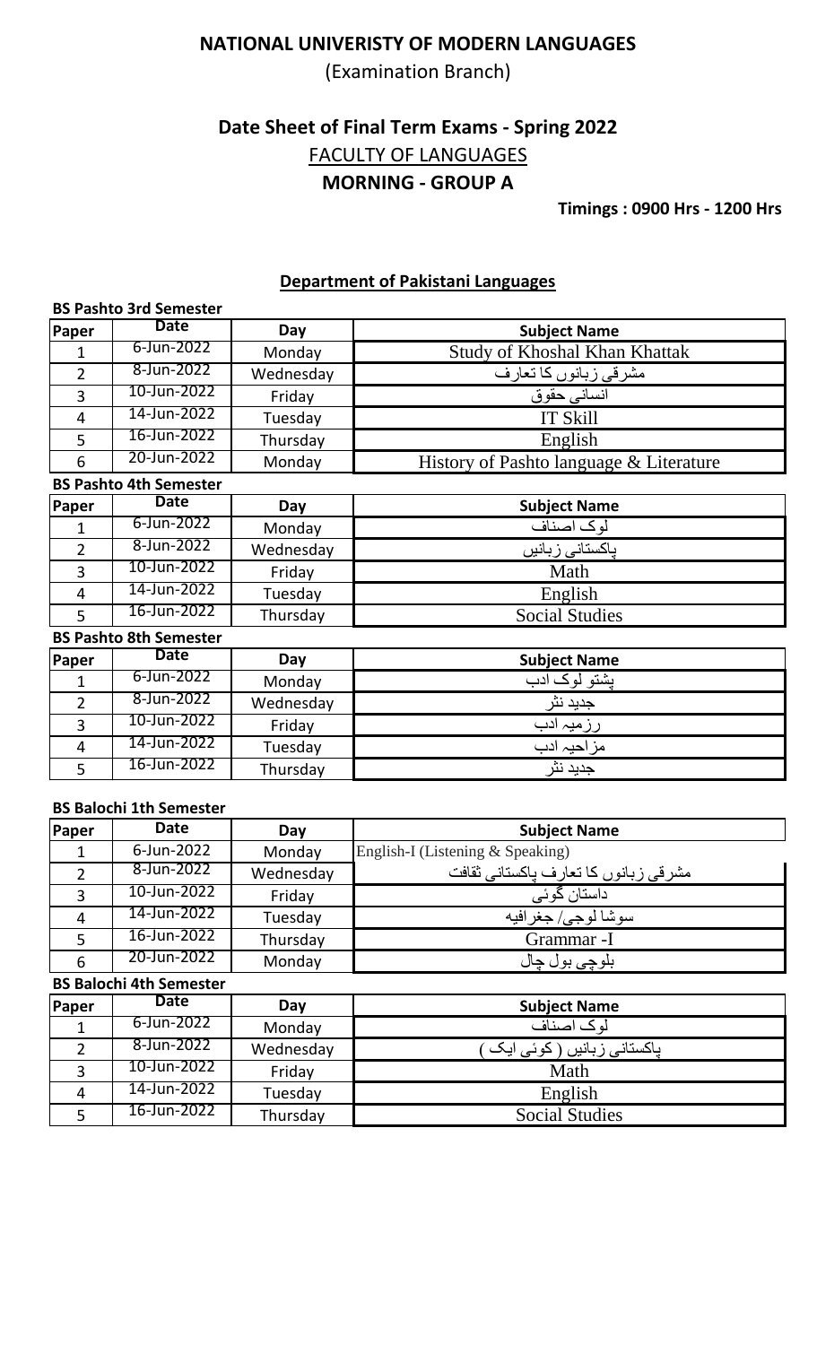**NATIONAL UNIVERISTY OF MODERN LANGUAGES**

(Examination Branch)

## Date Sheet of Final Term Exams - Spring 2022

FACULTY OF LANGUAGES

**MORNING - GROUP A**

**Timings : 0900 Hrs - 1200 Hrs**

### Department of Pakistani Languages

**BS Pashto 3rd Semester**

| Paper | Date | Day | Subject Name |
|---|---|---|---|
| 1 | 6-Jun-2022 | Monday | Study of Khoshal Khan Khattak |
| 2 | 8-Jun-2022 | Wednesday | مشرقی زبانوں کا تعارف |
| 3 | 10-Jun-2022 | Friday | انسانی حقوق |
| 4 | 14-Jun-2022 | Tuesday | IT Skill |
| 5 | 16-Jun-2022 | Thursday | English |
| 6 | 20-Jun-2022 | Monday | History of Pashto language & Literature |

**BS Pashto 4th Semester**

| Paper | Date | Day | Subject Name |
|---|---|---|---|
| 1 | 6-Jun-2022 | Monday | لوک اصناف |
| 2 | 8-Jun-2022 | Wednesday | پاکستانی زبانیں |
| 3 | 10-Jun-2022 | Friday | Math |
| 4 | 14-Jun-2022 | Tuesday | English |
| 5 | 16-Jun-2022 | Thursday | Social Studies |

**BS Pashto 8th Semester**

| Paper | Date | Day | Subject Name |
|---|---|---|---|
| 1 | 6-Jun-2022 | Monday | پشتو لوک ادب |
| 2 | 8-Jun-2022 | Wednesday | جدید نثر |
| 3 | 10-Jun-2022 | Friday | رزمیہ ادب |
| 4 | 14-Jun-2022 | Tuesday | مزاحیہ ادب |
| 5 | 16-Jun-2022 | Thursday | جدید نثر |

**BS Balochi 1th Semester**

| Paper | Date | Day | Subject Name |
|---|---|---|---|
| 1 | 6-Jun-2022 | Monday | English-I (Listening & Speaking) |
| 2 | 8-Jun-2022 | Wednesday | مشرقی زبانوں کا تعارف پاکستانی ثقافت |
| 3 | 10-Jun-2022 | Friday | داستان گوئی |
| 4 | 14-Jun-2022 | Tuesday | سوشا لوجی/ جغرافیہ |
| 5 | 16-Jun-2022 | Thursday | Grammar -I |
| 6 | 20-Jun-2022 | Monday | بلوچی بول چال |

**BS Balochi 4th Semester**

| Paper | Date | Day | Subject Name |
|---|---|---|---|
| 1 | 6-Jun-2022 | Monday | لوک اصناف |
| 2 | 8-Jun-2022 | Wednesday | پاکستانی زبانیں ( کوئی ایک ) |
| 3 | 10-Jun-2022 | Friday | Math |
| 4 | 14-Jun-2022 | Tuesday | English |
| 5 | 16-Jun-2022 | Thursday | Social Studies |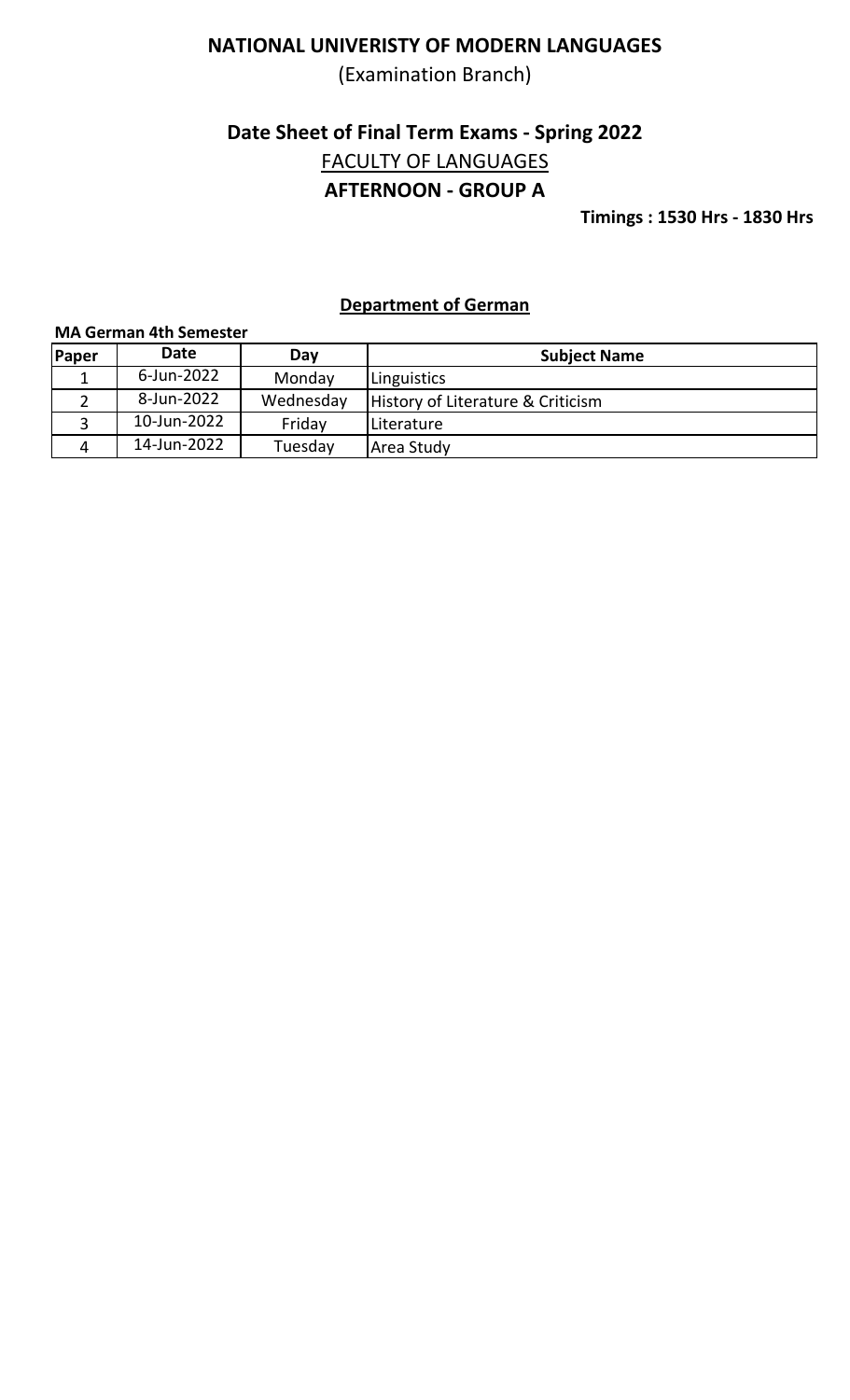**NATIONAL UNIVERISTY OF MODERN LANGUAGES**

(Examination Branch)

## Date Sheet of Final Term Exams - Spring 2022

FACULTY OF LANGUAGES

**AFTERNOON - GROUP A**

**Timings : 1530 Hrs - 1830 Hrs**

### Department of German

**MA German 4th Semester**

| Paper | Date | Day | Subject Name |
|---|---|---|---|
| 1 | 6-Jun-2022 | Monday | Linguistics |
| 2 | 8-Jun-2022 | Wednesday | History of Literature & Criticism |
| 3 | 10-Jun-2022 | Friday | Literature |
| 4 | 14-Jun-2022 | Tuesday | Area Study |